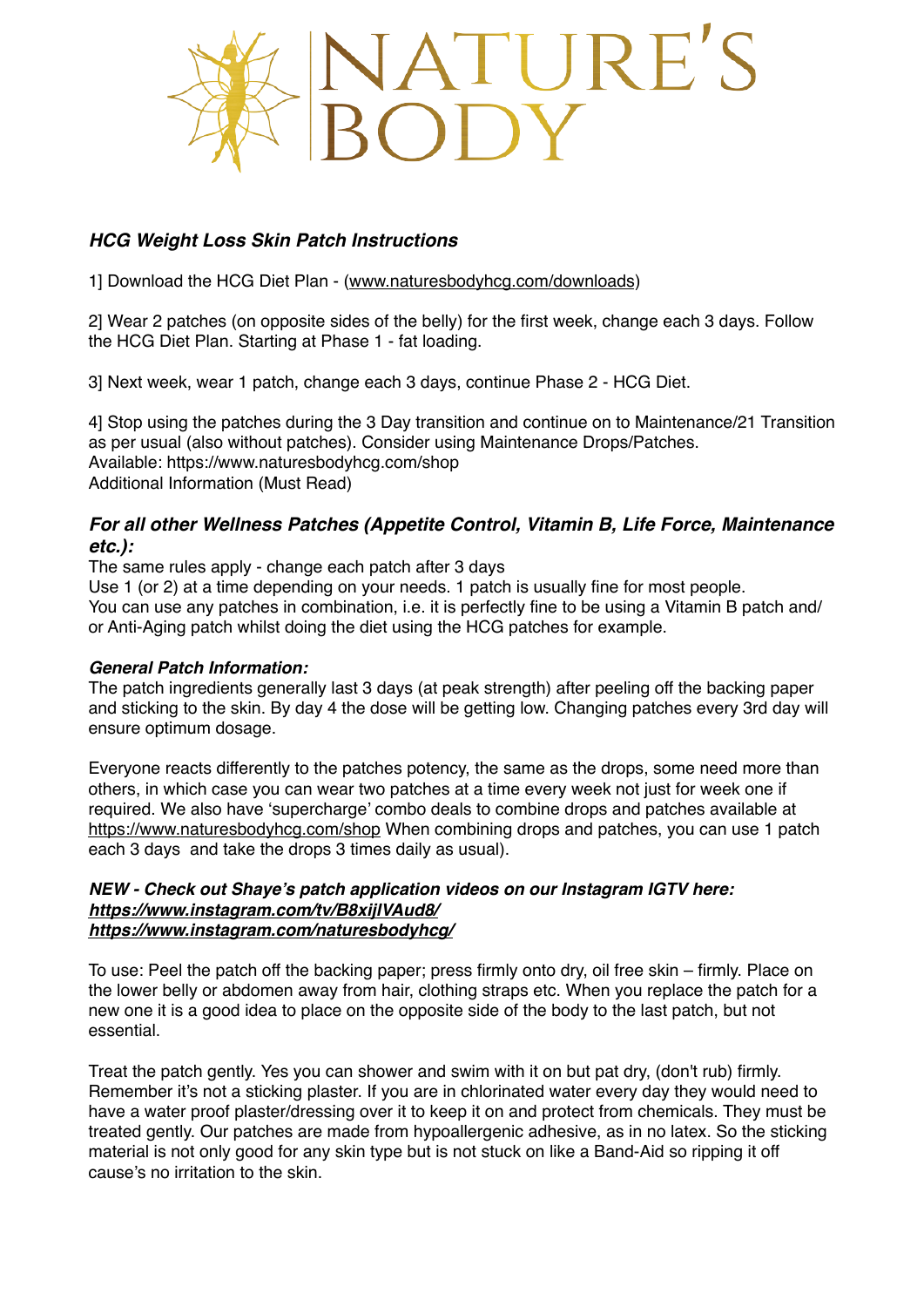# NATURE'S BODY

### *HCG Weight Loss Skin Patch Instructions*

1] Download the HCG Diet Plan - (www.naturesbodyhcg.com/downloads)

2] Wear 2 patches (on opposite sides of the belly) for the first week, change each 3 days. Follow the HCG Diet Plan. Starting at Phase 1 - fat loading.

3] Next week, wear 1 patch, change each 3 days, continue Phase 2 - HCG Diet.

4] Stop using the patches during the 3 Day transition and continue on to Maintenance/21 Transition as per usual (also without patches). Consider using Maintenance Drops/Patches.
Available: https://www.naturesbodyhcg.com/shop
Additional Information (Must Read)

### *For all other Wellness Patches (Appetite Control, Vitamin B, Life Force, Maintenance etc.):*

The same rules apply - change each patch after 3 days
Use 1 (or 2) at a time depending on your needs. 1 patch is usually fine for most people.
You can use any patches in combination, i.e. it is perfectly fine to be using a Vitamin B patch and/or Anti-Aging patch whilst doing the diet using the HCG patches for example.

#### *General Patch Information:*

The patch ingredients generally last 3 days (at peak strength) after peeling off the backing paper and sticking to the skin. By day 4 the dose will be getting low. Changing patches every 3rd day will ensure optimum dosage.

Everyone reacts differently to the patches potency, the same as the drops, some need more than others, in which case you can wear two patches at a time every week not just for week one if required. We also have 'supercharge' combo deals to combine drops and patches available at https://www.naturesbodyhcg.com/shop When combining drops and patches, you can use 1 patch each 3 days and take the drops 3 times daily as usual).

***NEW - Check out Shaye's patch application videos on our Instagram IGTV here:***
***https://www.instagram.com/tv/B8xijlVAud8/***
***https://www.instagram.com/naturesbodyhcg/***

To use: Peel the patch off the backing paper; press firmly onto dry, oil free skin – firmly. Place on the lower belly or abdomen away from hair, clothing straps etc. When you replace the patch for a new one it is a good idea to place on the opposite side of the body to the last patch, but not essential.

Treat the patch gently. Yes you can shower and swim with it on but pat dry, (don't rub) firmly. Remember it's not a sticking plaster. If you are in chlorinated water every day they would need to have a water proof plaster/dressing over it to keep it on and protect from chemicals. They must be treated gently. Our patches are made from hypoallergenic adhesive, as in no latex. So the sticking material is not only good for any skin type but is not stuck on like a Band-Aid so ripping it off cause's no irritation to the skin.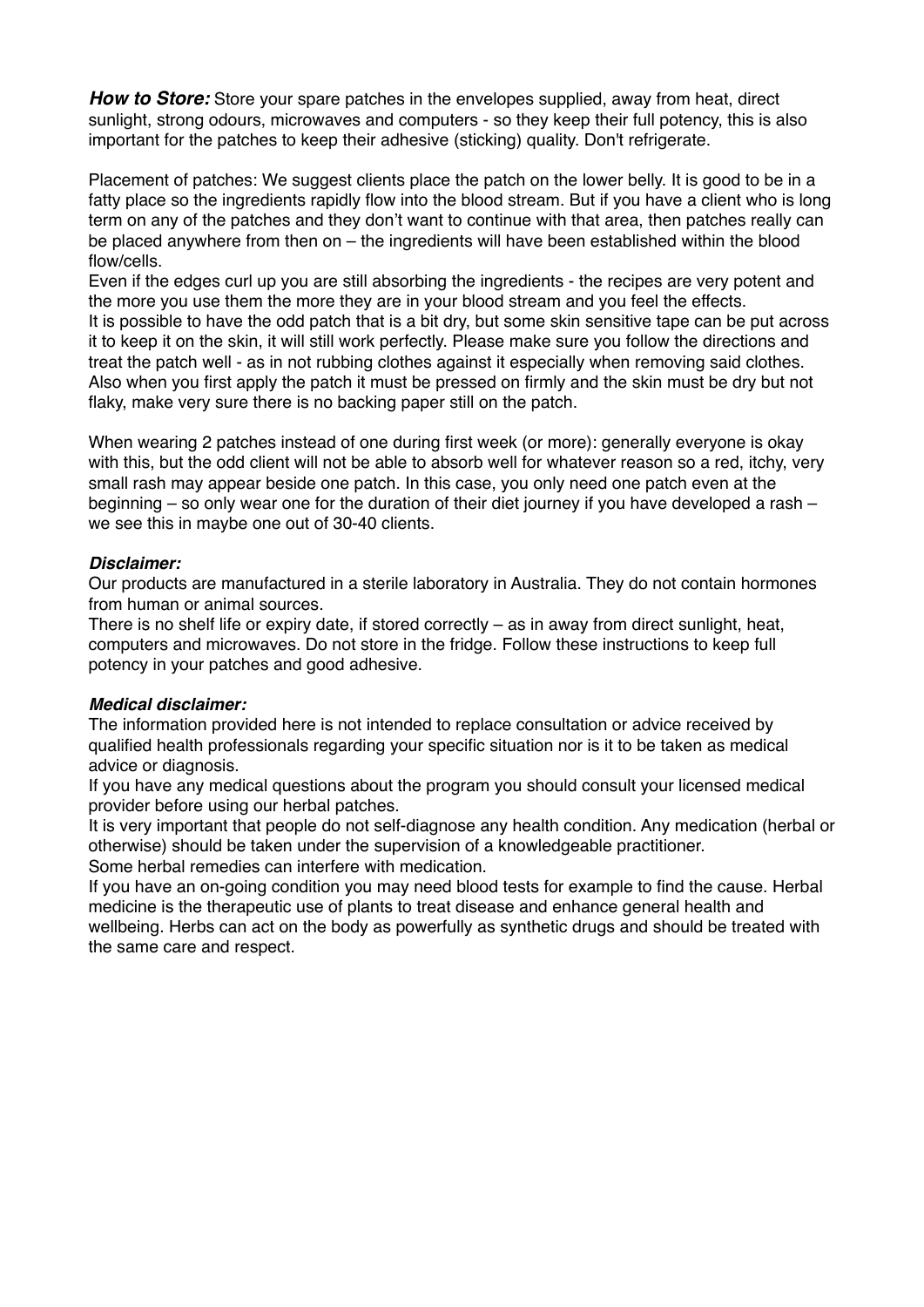***How to Store:*** Store your spare patches in the envelopes supplied, away from heat, direct sunlight, strong odours, microwaves and computers - so they keep their full potency, this is also important for the patches to keep their adhesive (sticking) quality. Don't refrigerate.

Placement of patches: We suggest clients place the patch on the lower belly. It is good to be in a fatty place so the ingredients rapidly flow into the blood stream. But if you have a client who is long term on any of the patches and they don't want to continue with that area, then patches really can be placed anywhere from then on – the ingredients will have been established within the blood flow/cells.
Even if the edges curl up you are still absorbing the ingredients - the recipes are very potent and the more you use them the more they are in your blood stream and you feel the effects.
It is possible to have the odd patch that is a bit dry, but some skin sensitive tape can be put across it to keep it on the skin, it will still work perfectly. Please make sure you follow the directions and treat the patch well - as in not rubbing clothes against it especially when removing said clothes. Also when you first apply the patch it must be pressed on firmly and the skin must be dry but not flaky, make very sure there is no backing paper still on the patch.

When wearing 2 patches instead of one during first week (or more): generally everyone is okay with this, but the odd client will not be able to absorb well for whatever reason so a red, itchy, very small rash may appear beside one patch. In this case, you only need one patch even at the beginning – so only wear one for the duration of their diet journey if you have developed a rash – we see this in maybe one out of 30-40 clients.

***Disclaimer:***
Our products are manufactured in a sterile laboratory in Australia. They do not contain hormones from human or animal sources.
There is no shelf life or expiry date, if stored correctly – as in away from direct sunlight, heat, computers and microwaves. Do not store in the fridge. Follow these instructions to keep full potency in your patches and good adhesive.

***Medical disclaimer:***
The information provided here is not intended to replace consultation or advice received by qualified health professionals regarding your specific situation nor is it to be taken as medical advice or diagnosis.
If you have any medical questions about the program you should consult your licensed medical provider before using our herbal patches.
It is very important that people do not self-diagnose any health condition. Any medication (herbal or otherwise) should be taken under the supervision of a knowledgeable practitioner.
Some herbal remedies can interfere with medication.
If you have an on-going condition you may need blood tests for example to find the cause. Herbal medicine is the therapeutic use of plants to treat disease and enhance general health and wellbeing. Herbs can act on the body as powerfully as synthetic drugs and should be treated with the same care and respect.